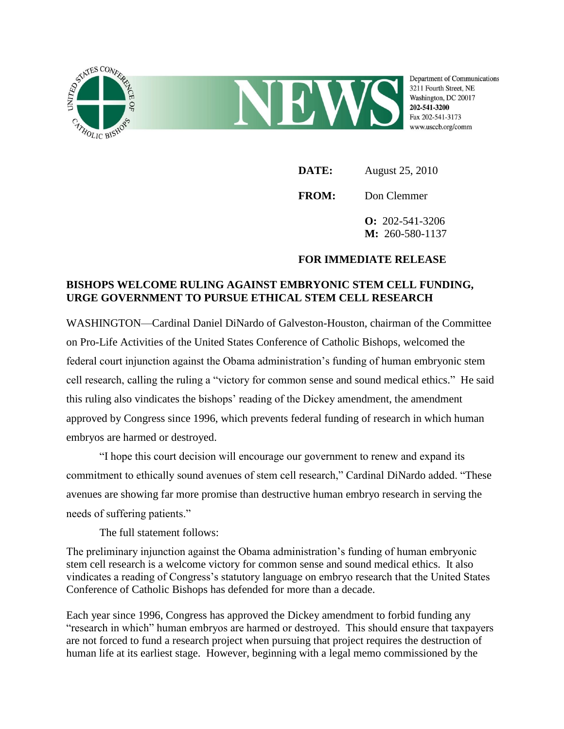UNITED STATES CONFERENCE OF CATHOLIC BISHOPS

# NEWS

Department of Communications
3211 Fourth Street, NE
Washington, DC 20017
**202-541-3200**
Fax 202-541-3173
www.usccb.org/comm

**DATE:** August 25, 2010

**FROM:** Don Clemmer

**O:** 202-541-3206
**M:** 260-580-1137

**FOR IMMEDIATE RELEASE**

## BISHOPS WELCOME RULING AGAINST EMBRYONIC STEM CELL FUNDING, URGE GOVERNMENT TO PURSUE ETHICAL STEM CELL RESEARCH

WASHINGTON—Cardinal Daniel DiNardo of Galveston-Houston, chairman of the Committee on Pro-Life Activities of the United States Conference of Catholic Bishops, welcomed the federal court injunction against the Obama administration's funding of human embryonic stem cell research, calling the ruling a "victory for common sense and sound medical ethics." He said this ruling also vindicates the bishops' reading of the Dickey amendment, the amendment approved by Congress since 1996, which prevents federal funding of research in which human embryos are harmed or destroyed.

"I hope this court decision will encourage our government to renew and expand its commitment to ethically sound avenues of stem cell research," Cardinal DiNardo added. "These avenues are showing far more promise than destructive human embryo research in serving the needs of suffering patients."

The full statement follows:

The preliminary injunction against the Obama administration's funding of human embryonic stem cell research is a welcome victory for common sense and sound medical ethics. It also vindicates a reading of Congress's statutory language on embryo research that the United States Conference of Catholic Bishops has defended for more than a decade.

Each year since 1996, Congress has approved the Dickey amendment to forbid funding any "research in which" human embryos are harmed or destroyed. This should ensure that taxpayers are not forced to fund a research project when pursuing that project requires the destruction of human life at its earliest stage. However, beginning with a legal memo commissioned by the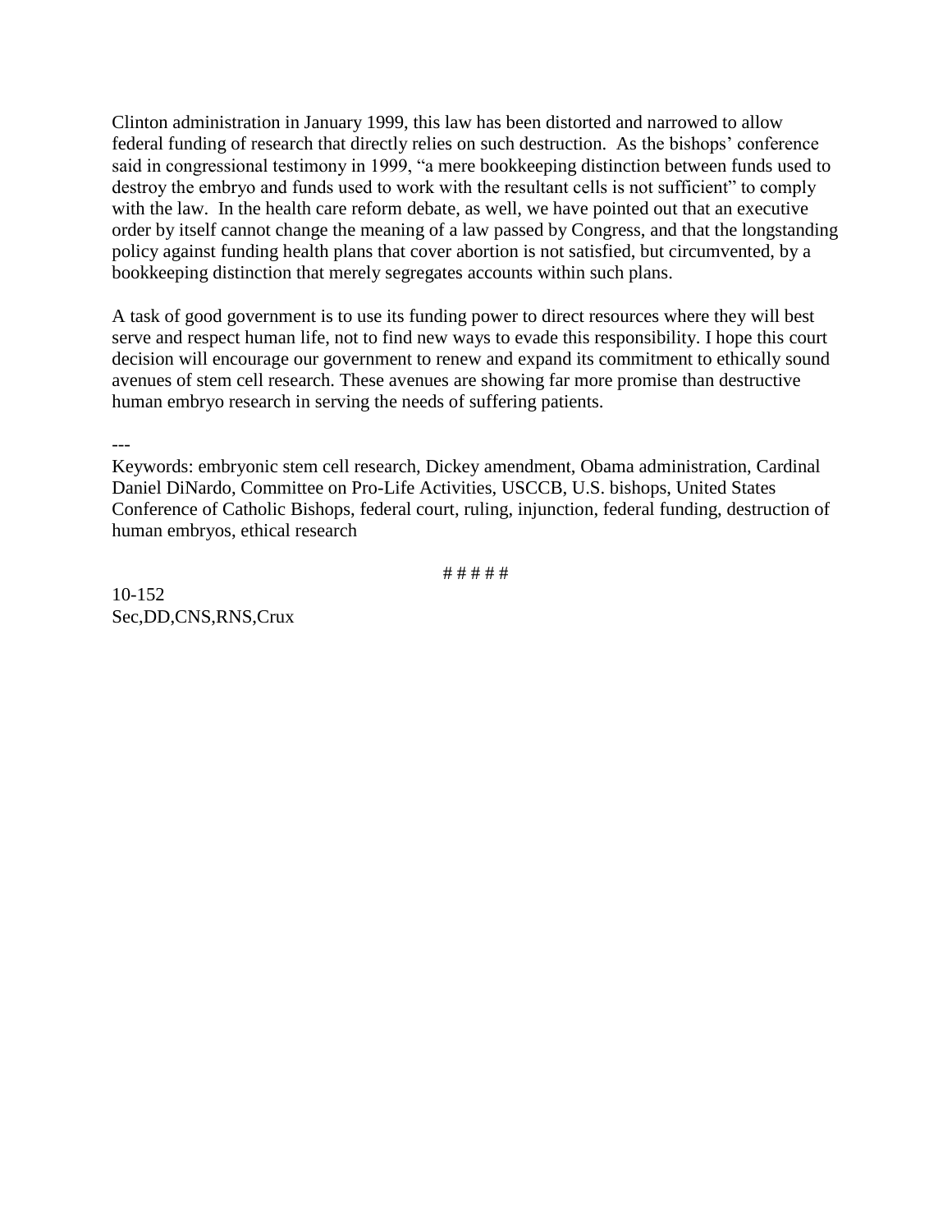Clinton administration in January 1999, this law has been distorted and narrowed to allow federal funding of research that directly relies on such destruction. As the bishops' conference said in congressional testimony in 1999, "a mere bookkeeping distinction between funds used to destroy the embryo and funds used to work with the resultant cells is not sufficient" to comply with the law. In the health care reform debate, as well, we have pointed out that an executive order by itself cannot change the meaning of a law passed by Congress, and that the longstanding policy against funding health plans that cover abortion is not satisfied, but circumvented, by a bookkeeping distinction that merely segregates accounts within such plans.

A task of good government is to use its funding power to direct resources where they will best serve and respect human life, not to find new ways to evade this responsibility. I hope this court decision will encourage our government to renew and expand its commitment to ethically sound avenues of stem cell research. These avenues are showing far more promise than destructive human embryo research in serving the needs of suffering patients.

---

Keywords: embryonic stem cell research, Dickey amendment, Obama administration, Cardinal Daniel DiNardo, Committee on Pro-Life Activities, USCCB, U.S. bishops, United States Conference of Catholic Bishops, federal court, ruling, injunction, federal funding, destruction of human embryos, ethical research

# # # # #

10-152
Sec,DD,CNS,RNS,Crux